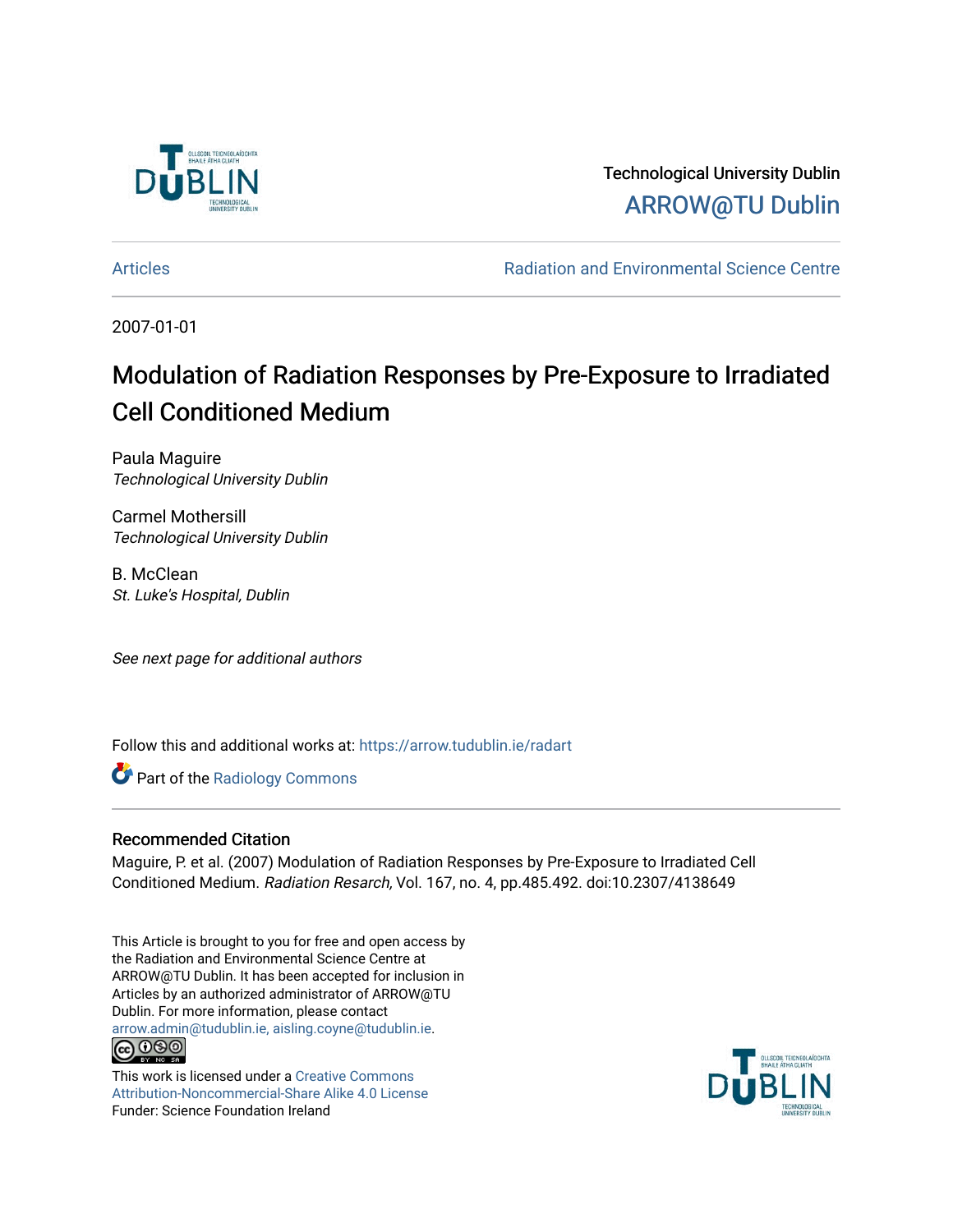Technological University Dublin

ARROW@TU Dublin

Articles | Radiation and Environmental Science Centre

2007-01-01

# Modulation of Radiation Responses by Pre-Exposure to Irradiated Cell Conditioned Medium

Paula Maguire
*Technological University Dublin*

Carmel Mothersill
*Technological University Dublin*

B. McClean
*St. Luke's Hospital, Dublin*

*See next page for additional authors*

Follow this and additional works at: https://arrow.tudublin.ie/radart

Part of the Radiology Commons

## Recommended Citation

Maguire, P. et al. (2007) Modulation of Radiation Responses by Pre-Exposure to Irradiated Cell Conditioned Medium. *Radiation Resarch,* Vol. 167, no. 4, pp.485.492. doi:10.2307/4138649

This Article is brought to you for free and open access by the Radiation and Environmental Science Centre at ARROW@TU Dublin. It has been accepted for inclusion in Articles by an authorized administrator of ARROW@TU Dublin. For more information, please contact arrow.admin@tudublin.ie, aisling.coyne@tudublin.ie.

This work is licensed under a Creative Commons Attribution-Noncommercial-Share Alike 4.0 License
Funder: Science Foundation Ireland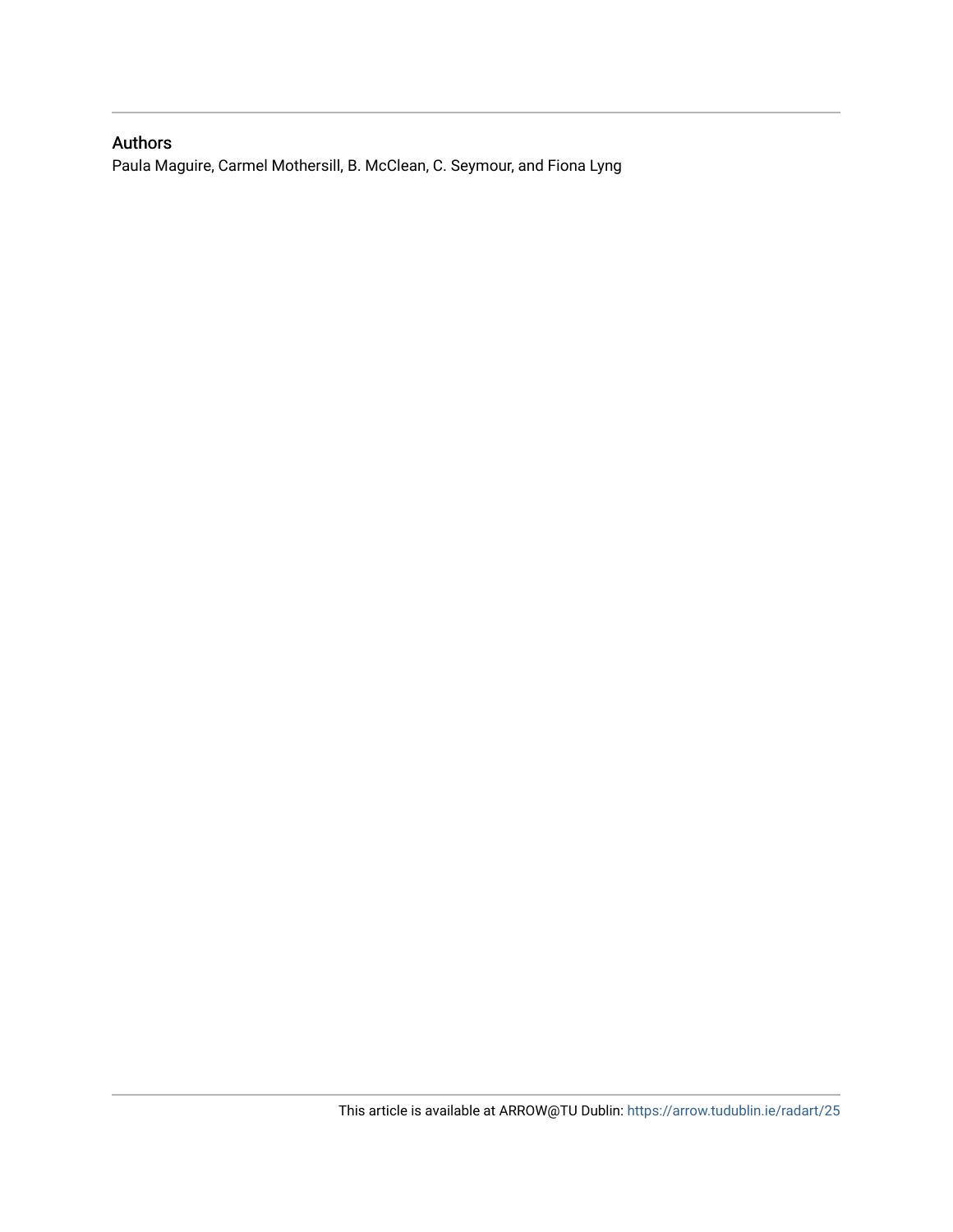## Authors

Paula Maguire, Carmel Mothersill, B. McClean, C. Seymour, and Fiona Lyng

This article is available at ARROW@TU Dublin: https://arrow.tudublin.ie/radart/25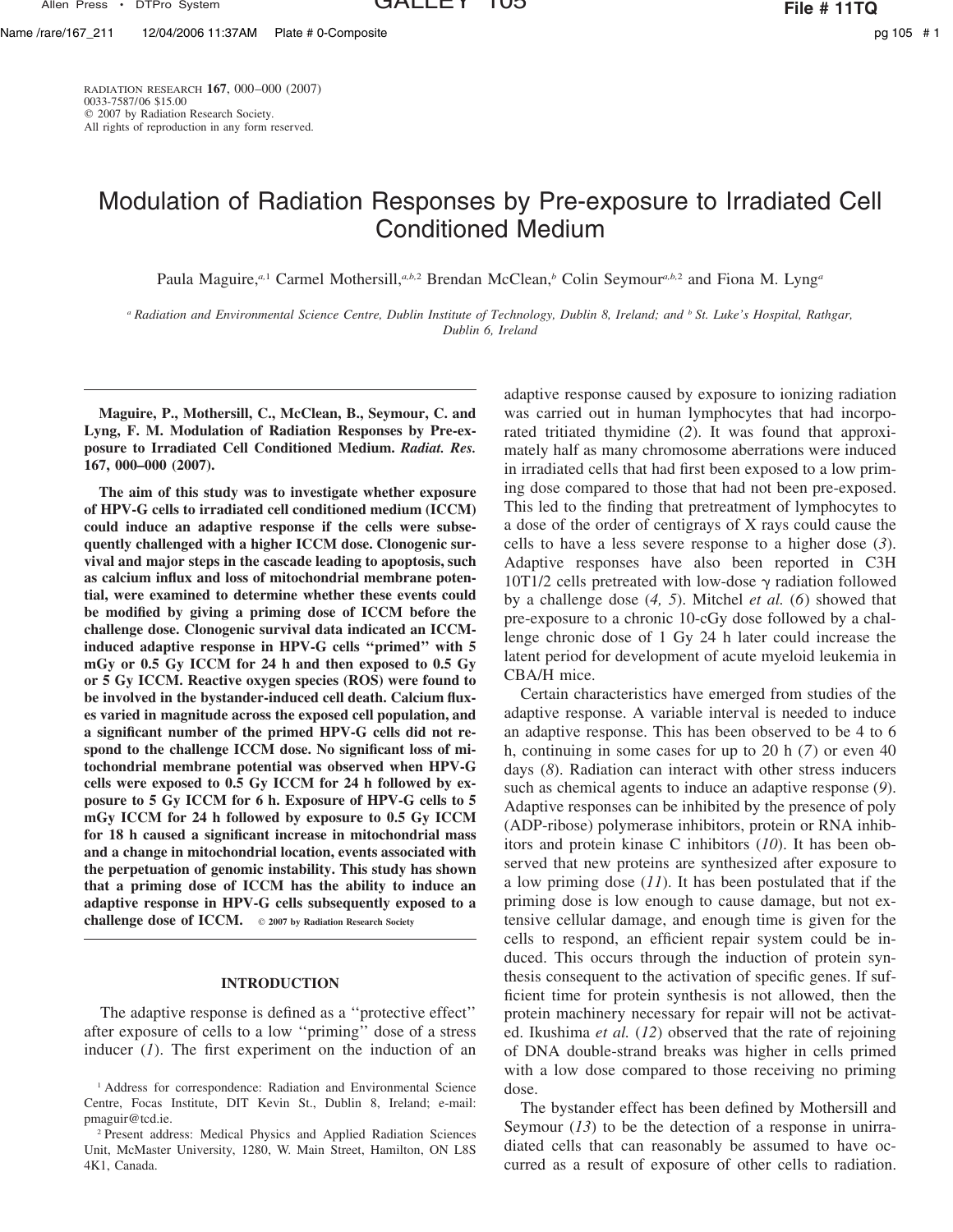# Modulation of Radiation Responses by Pre-exposure to Irradiated Cell Conditioned Medium

Paula Maguire,[a,1] Carmel Mothersill,[a,b,2] Brendan McClean,[b] Colin Seymour[a,b,2] and Fiona M. Lyng[a]

[a] Radiation and Environmental Science Centre, Dublin Institute of Technology, Dublin 8, Ireland; and [b] St. Luke's Hospital, Rathgar, Dublin 6, Ireland

**Maguire, P., Mothersill, C., McClean, B., Seymour, C. and Lyng, F. M. Modulation of Radiation Responses by Pre-exposure to Irradiated Cell Conditioned Medium.** ***Radiat. Res.*** **167, 000–000 (2007).**

**The aim of this study was to investigate whether exposure of HPV-G cells to irradiated cell conditioned medium (ICCM) could induce an adaptive response if the cells were subsequently challenged with a higher ICCM dose. Clonogenic survival and major steps in the cascade leading to apoptosis, such as calcium influx and loss of mitochondrial membrane potential, were examined to determine whether these events could be modified by giving a priming dose of ICCM before the challenge dose. Clonogenic survival data indicated an ICCM-induced adaptive response in HPV-G cells "primed" with 5 mGy or 0.5 Gy ICCM for 24 h and then exposed to 0.5 Gy or 5 Gy ICCM. Reactive oxygen species (ROS) were found to be involved in the bystander-induced cell death. Calcium fluxes varied in magnitude across the exposed cell population, and a significant number of the primed HPV-G cells did not respond to the challenge ICCM dose. No significant loss of mitochondrial membrane potential was observed when HPV-G cells were exposed to 0.5 Gy ICCM for 24 h followed by exposure to 5 Gy ICCM for 6 h. Exposure of HPV-G cells to 5 mGy ICCM for 24 h followed by exposure to 0.5 Gy ICCM for 18 h caused a significant increase in mitochondrial mass and a change in mitochondrial location, events associated with the perpetuation of genomic instability. This study has shown that a priming dose of ICCM has the ability to induce an adaptive response in HPV-G cells subsequently exposed to a challenge dose of ICCM.** © 2007 by Radiation Research Society

## INTRODUCTION

The adaptive response is defined as a "protective effect" after exposure of cells to a low "priming" dose of a stress inducer (*1*). The first experiment on the induction of an adaptive response caused by exposure to ionizing radiation was carried out in human lymphocytes that had incorporated tritiated thymidine (*2*). It was found that approximately half as many chromosome aberrations were induced in irradiated cells that had first been exposed to a low priming dose compared to those that had not been pre-exposed. This led to the finding that pretreatment of lymphocytes to a dose of the order of centigrays of X rays could cause the cells to have a less severe response to a higher dose (*3*). Adaptive responses have also been reported in C3H 10T1/2 cells pretreated with low-dose $\gamma$ radiation followed by a challenge dose (*4, 5*). Mitchel *et al.* (*6*) showed that pre-exposure to a chronic 10-cGy dose followed by a challenge chronic dose of 1 Gy 24 h later could increase the latent period for development of acute myeloid leukemia in CBA/H mice.

Certain characteristics have emerged from studies of the adaptive response. A variable interval is needed to induce an adaptive response. This has been observed to be 4 to 6 h, continuing in some cases for up to 20 h (*7*) or even 40 days (*8*). Radiation can interact with other stress inducers such as chemical agents to induce an adaptive response (*9*). Adaptive responses can be inhibited by the presence of poly (ADP-ribose) polymerase inhibitors, protein or RNA inhibitors and protein kinase C inhibitors (*10*). It has been observed that new proteins are synthesized after exposure to a low priming dose (*11*). It has been postulated that if the priming dose is low enough to cause damage, but not extensive cellular damage, and enough time is given for the cells to respond, an efficient repair system could be induced. This occurs through the induction of protein synthesis consequent to the activation of specific genes. If sufficient time for protein synthesis is not allowed, then the protein machinery necessary for repair will not be activated. Ikushima *et al.* (*12*) observed that the rate of rejoining of DNA double-strand breaks was higher in cells primed with a low dose compared to those receiving no priming dose.

The bystander effect has been defined by Mothersill and Seymour (*13*) to be the detection of a response in unirradiated cells that can reasonably be assumed to have occurred as a result of exposure of other cells to radiation.

[1] Address for correspondence: Radiation and Environmental Science Centre, Focas Institute, DIT Kevin St., Dublin 8, Ireland; e-mail: pmaguir@tcd.ie.

[2] Present address: Medical Physics and Applied Radiation Sciences Unit, McMaster University, 1280, W. Main Street, Hamilton, ON L8S 4K1, Canada.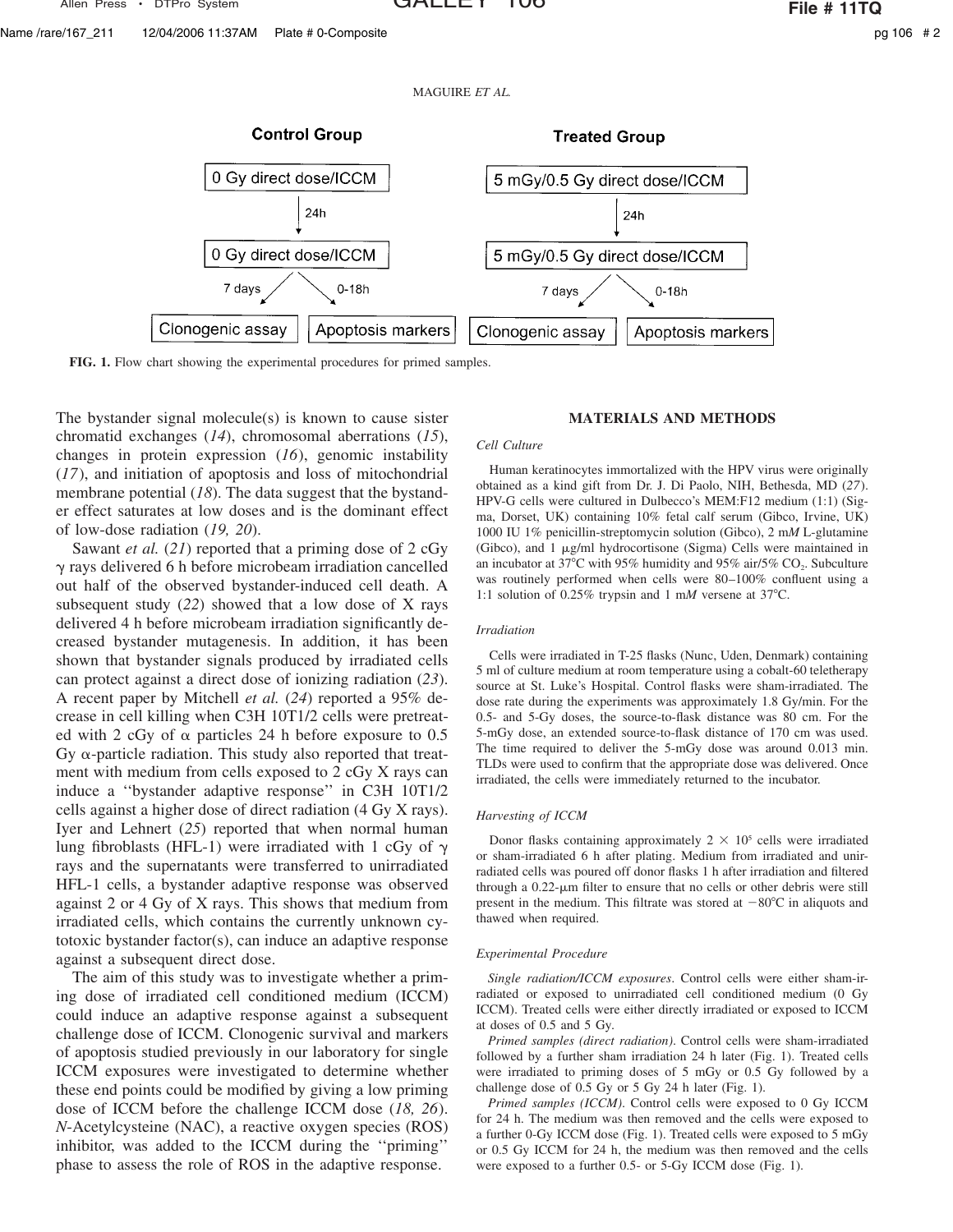**Control Group**

0 Gy direct dose/ICCM → 24h → 0 Gy direct dose/ICCM → 7 days: Clonogenic assay; 0-18h: Apoptosis markers

**Treated Group**

5 mGy/0.5 Gy direct dose/ICCM → 24h → 5 mGy/0.5 Gy direct dose/ICCM → 7 days: Clonogenic assay; 0-18h: Apoptosis markers

**FIG. 1.** Flow chart showing the experimental procedures for primed samples.

The bystander signal molecule(s) is known to cause sister chromatid exchanges (*14*), chromosomal aberrations (*15*), changes in protein expression (*16*), genomic instability (*17*), and initiation of apoptosis and loss of mitochondrial membrane potential (*18*). The data suggest that the bystander effect saturates at low doses and is the dominant effect of low-dose radiation (*19, 20*).

Sawant *et al.* (*21*) reported that a priming dose of 2 cGy γ rays delivered 6 h before microbeam irradiation cancelled out half of the observed bystander-induced cell death. A subsequent study (*22*) showed that a low dose of X rays delivered 4 h before microbeam irradiation significantly decreased bystander mutagenesis. In addition, it has been shown that bystander signals produced by irradiated cells can protect against a direct dose of ionizing radiation (*23*). A recent paper by Mitchell *et al.* (*24*) reported a 95% decrease in cell killing when C3H 10T1/2 cells were pretreated with 2 cGy of α particles 24 h before exposure to 0.5 Gy α-particle radiation. This study also reported that treatment with medium from cells exposed to 2 cGy X rays can induce a ''bystander adaptive response'' in C3H 10T1/2 cells against a higher dose of direct radiation (4 Gy X rays). Iyer and Lehnert (*25*) reported that when normal human lung fibroblasts (HFL-1) were irradiated with 1 cGy of γ rays and the supernatants were transferred to unirradiated HFL-1 cells, a bystander adaptive response was observed against 2 or 4 Gy of X rays. This shows that medium from irradiated cells, which contains the currently unknown cytotoxic bystander factor(s), can induce an adaptive response against a subsequent direct dose.

The aim of this study was to investigate whether a priming dose of irradiated cell conditioned medium (ICCM) could induce an adaptive response against a subsequent challenge dose of ICCM. Clonogenic survival and markers of apoptosis studied previously in our laboratory for single ICCM exposures were investigated to determine whether these end points could be modified by giving a low priming dose of ICCM before the challenge ICCM dose (*18, 26*). *N*-Acetylcysteine (NAC), a reactive oxygen species (ROS) inhibitor, was added to the ICCM during the ''priming'' phase to assess the role of ROS in the adaptive response.

## MATERIALS AND METHODS

### Cell Culture

Human keratinocytes immortalized with the HPV virus were originally obtained as a kind gift from Dr. J. Di Paolo, NIH, Bethesda, MD (*27*). HPV-G cells were cultured in Dulbecco's MEM:F12 medium (1:1) (Sigma, Dorset, UK) containing 10% fetal calf serum (Gibco, Irvine, UK) 1000 IU 1% penicillin-streptomycin solution (Gibco), 2 m*M* L-glutamine (Gibco), and 1 μg/ml hydrocortisone (Sigma) Cells were maintained in an incubator at 37°C with 95% humidity and 95% air/5% $CO_2$. Subculture was routinely performed when cells were 80–100% confluent using a 1:1 solution of 0.25% trypsin and 1 m*M* versene at 37°C.

### Irradiation

Cells were irradiated in T-25 flasks (Nunc, Uden, Denmark) containing 5 ml of culture medium at room temperature using a cobalt-60 teletherapy source at St. Luke's Hospital. Control flasks were sham-irradiated. The dose rate during the experiments was approximately 1.8 Gy/min. For the 0.5- and 5-Gy doses, the source-to-flask distance was 80 cm. For the 5-mGy dose, an extended source-to-flask distance of 170 cm was used. The time required to deliver the 5-mGy dose was around 0.013 min. TLDs were used to confirm that the appropriate dose was delivered. Once irradiated, the cells were immediately returned to the incubator.

### Harvesting of ICCM

Donor flasks containing approximately $2 \times 10^5$ cells were irradiated or sham-irradiated 6 h after plating. Medium from irradiated and unirradiated cells was poured off donor flasks 1 h after irradiation and filtered through a 0.22-μm filter to ensure that no cells or other debris were still present in the medium. This filtrate was stored at −80°C in aliquots and thawed when required.

### Experimental Procedure

*Single radiation/ICCM exposures*. Control cells were either sham-irradiated or exposed to unirradiated cell conditioned medium (0 Gy ICCM). Treated cells were either directly irradiated or exposed to ICCM at doses of 0.5 and 5 Gy.

*Primed samples (direct radiation)*. Control cells were sham-irradiated followed by a further sham irradiation 24 h later (Fig. 1). Treated cells were irradiated to priming doses of 5 mGy or 0.5 Gy followed by a challenge dose of 0.5 Gy or 5 Gy 24 h later (Fig. 1).

*Primed samples (ICCM)*. Control cells were exposed to 0 Gy ICCM for 24 h. The medium was then removed and the cells were exposed to a further 0-Gy ICCM dose (Fig. 1). Treated cells were exposed to 5 mGy or 0.5 Gy ICCM for 24 h, the medium was then removed and the cells were exposed to a further 0.5- or 5-Gy ICCM dose (Fig. 1).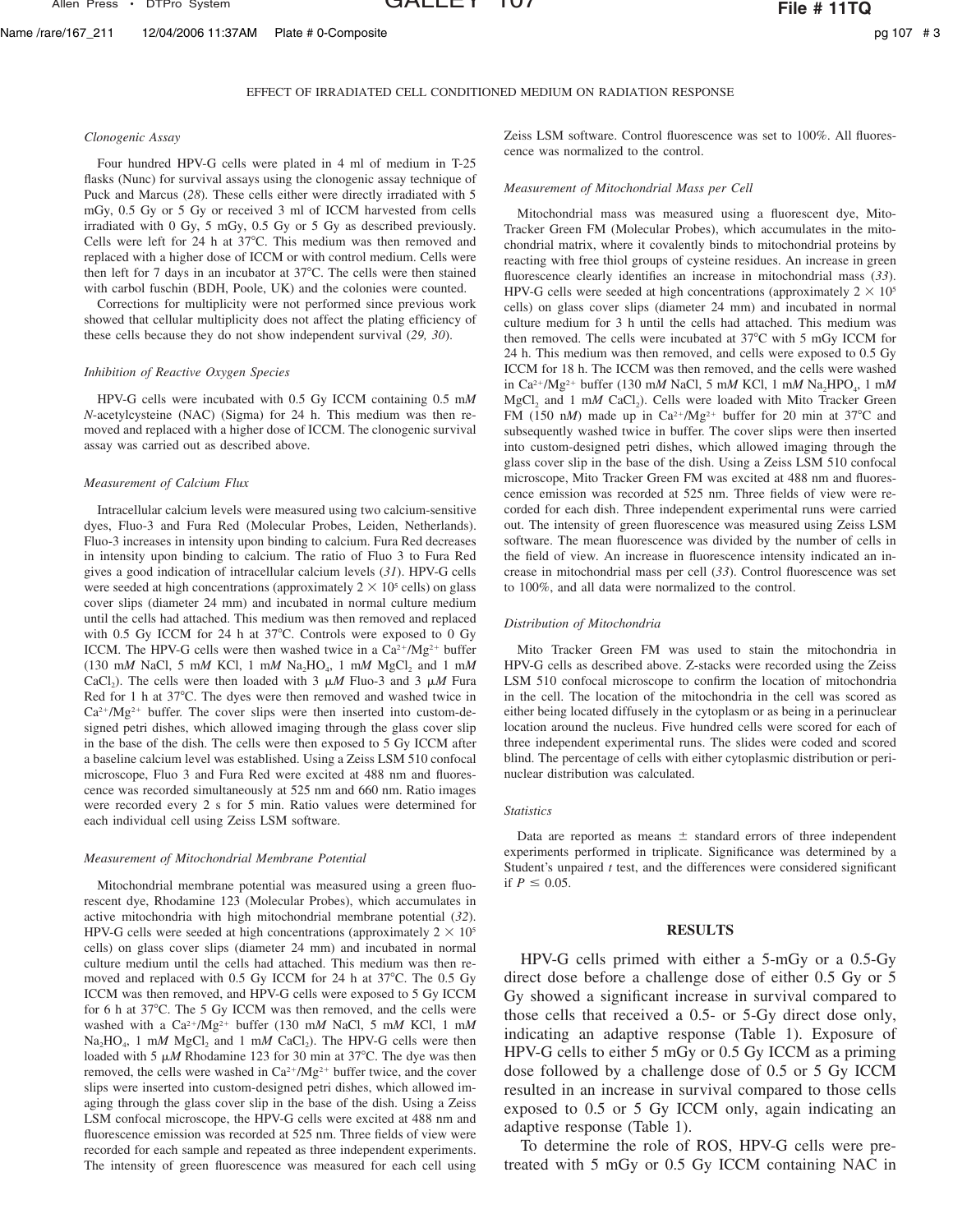### Clonogenic Assay

Four hundred HPV-G cells were plated in 4 ml of medium in T-25 flasks (Nunc) for survival assays using the clonogenic assay technique of Puck and Marcus (*28*). These cells either were directly irradiated with 5 mGy, 0.5 Gy or 5 Gy or received 3 ml of ICCM harvested from cells irradiated with 0 Gy, 5 mGy, 0.5 Gy or 5 Gy as described previously. Cells were left for 24 h at 37°C. This medium was then removed and replaced with a higher dose of ICCM or with control medium. Cells were then left for 7 days in an incubator at 37°C. The cells were then stained with carbol fuschin (BDH, Poole, UK) and the colonies were counted.

Corrections for multiplicity were not performed since previous work showed that cellular multiplicity does not affect the plating efficiency of these cells because they do not show independent survival (*29, 30*).

### Inhibition of Reactive Oxygen Species

HPV-G cells were incubated with 0.5 Gy ICCM containing 0.5 m*M* *N*-acetylcysteine (NAC) (Sigma) for 24 h. This medium was then removed and replaced with a higher dose of ICCM. The clonogenic survival assay was carried out as described above.

### Measurement of Calcium Flux

Intracellular calcium levels were measured using two calcium-sensitive dyes, Fluo-3 and Fura Red (Molecular Probes, Leiden, Netherlands). Fluo-3 increases in intensity upon binding to calcium. Fura Red decreases in intensity upon binding to calcium. The ratio of Fluo 3 to Fura Red gives a good indication of intracellular calcium levels (*31*). HPV-G cells were seeded at high concentrations (approximately $2 \times 10^5$ cells) on glass cover slips (diameter 24 mm) and incubated in normal culture medium until the cells had attached. This medium was then removed and replaced with 0.5 Gy ICCM for 24 h at 37°C. Controls were exposed to 0 Gy ICCM. The HPV-G cells were then washed twice in a $Ca^{2+}/Mg^{2+}$ buffer (130 m*M* NaCl, 5 m*M* KCl, 1 m*M* $Na_2HO_4$, 1 m*M* $MgCl_2$ and 1 m*M* $CaCl_2$). The cells were then loaded with 3 μ*M* Fluo-3 and 3 μ*M* Fura Red for 1 h at 37°C. The dyes were then removed and washed twice in $Ca^{2+}/Mg^{2+}$ buffer. The cover slips were then inserted into custom-designed petri dishes, which allowed imaging through the glass cover slip in the base of the dish. The cells were then exposed to 5 Gy ICCM after a baseline calcium level was established. Using a Zeiss LSM 510 confocal microscope, Fluo 3 and Fura Red were excited at 488 nm and fluorescence was recorded simultaneously at 525 nm and 660 nm. Ratio images were recorded every 2 s for 5 min. Ratio values were determined for each individual cell using Zeiss LSM software.

### Measurement of Mitochondrial Membrane Potential

Mitochondrial membrane potential was measured using a green fluorescent dye, Rhodamine 123 (Molecular Probes), which accumulates in active mitochondria with high mitochondrial membrane potential (*32*). HPV-G cells were seeded at high concentrations (approximately $2 \times 10^5$ cells) on glass cover slips (diameter 24 mm) and incubated in normal culture medium until the cells had attached. This medium was then removed and replaced with 0.5 Gy ICCM for 24 h at 37°C. The 0.5 Gy ICCM was then removed, and HPV-G cells were exposed to 5 Gy ICCM for 6 h at 37°C. The 5 Gy ICCM was then removed, and the cells were washed with a $Ca^{2+}/Mg^{2+}$ buffer (130 m*M* NaCl, 5 m*M* KCl, 1 m*M* $Na_2HO_4$, 1 m*M* $MgCl_2$ and 1 m*M* $CaCl_2$). The HPV-G cells were then loaded with 5 μ*M* Rhodamine 123 for 30 min at 37°C. The dye was then removed, the cells were washed in $Ca^{2+}/Mg^{2+}$ buffer twice, and the cover slips were inserted into custom-designed petri dishes, which allowed imaging through the glass cover slip in the base of the dish. Using a Zeiss LSM confocal microscope, the HPV-G cells were excited at 488 nm and fluorescence emission was recorded at 525 nm. Three fields of view were recorded for each sample and repeated as three independent experiments. The intensity of green fluorescence was measured for each cell using Zeiss LSM software. Control fluorescence was set to 100%. All fluorescence was normalized to the control.

### Measurement of Mitochondrial Mass per Cell

Mitochondrial mass was measured using a fluorescent dye, Mito-Tracker Green FM (Molecular Probes), which accumulates in the mitochondrial matrix, where it covalently binds to mitochondrial proteins by reacting with free thiol groups of cysteine residues. An increase in green fluorescence clearly identifies an increase in mitochondrial mass (*33*). HPV-G cells were seeded at high concentrations (approximately $2 \times 10^5$ cells) on glass cover slips (diameter 24 mm) and incubated in normal culture medium for 3 h until the cells had attached. This medium was then removed. The cells were incubated at 37°C with 5 mGy ICCM for 24 h. This medium was then removed, and cells were exposed to 0.5 Gy ICCM for 18 h. The ICCM was then removed, and the cells were washed in $Ca^{2+}/Mg^{2+}$ buffer (130 m*M* NaCl, 5 m*M* KCl, 1 m*M* $Na_2HPO_4$, 1 m*M* $MgCl_2$ and 1 m*M* $CaCl_2$). Cells were loaded with Mito Tracker Green FM (150 n*M*) made up in $Ca^{2+}/Mg^{2+}$ buffer for 20 min at 37°C and subsequently washed twice in buffer. The cover slips were then inserted into custom-designed petri dishes, which allowed imaging through the glass cover slip in the base of the dish. Using a Zeiss LSM 510 confocal microscope, Mito Tracker Green FM was excited at 488 nm and fluorescence emission was recorded at 525 nm. Three fields of view were recorded for each dish. Three independent experimental runs were carried out. The intensity of green fluorescence was measured using Zeiss LSM software. The mean fluorescence was divided by the number of cells in the field of view. An increase in fluorescence intensity indicated an increase in mitochondrial mass per cell (*33*). Control fluorescence was set to 100%, and all data were normalized to the control.

### Distribution of Mitochondria

Mito Tracker Green FM was used to stain the mitochondria in HPV-G cells as described above. Z-stacks were recorded using the Zeiss LSM 510 confocal microscope to confirm the location of mitochondria in the cell. The location of the mitochondria in the cell was scored as either being located diffusely in the cytoplasm or as being in a perinuclear location around the nucleus. Five hundred cells were scored for each of three independent experimental runs. The slides were coded and scored blind. The percentage of cells with either cytoplasmic distribution or perinuclear distribution was calculated.

### Statistics

Data are reported as means ± standard errors of three independent experiments performed in triplicate. Significance was determined by a Student's unpaired *t* test, and the differences were considered significant if $P \leq 0.05$.

## RESULTS

HPV-G cells primed with either a 5-mGy or a 0.5-Gy direct dose before a challenge dose of either 0.5 Gy or 5 Gy showed a significant increase in survival compared to those cells that received a 0.5- or 5-Gy direct dose only, indicating an adaptive response (Table 1). Exposure of HPV-G cells to either 5 mGy or 0.5 Gy ICCM as a priming dose followed by a challenge dose of 0.5 or 5 Gy ICCM resulted in an increase in survival compared to those cells exposed to 0.5 or 5 Gy ICCM only, again indicating an adaptive response (Table 1).

To determine the role of ROS, HPV-G cells were pretreated with 5 mGy or 0.5 Gy ICCM containing NAC in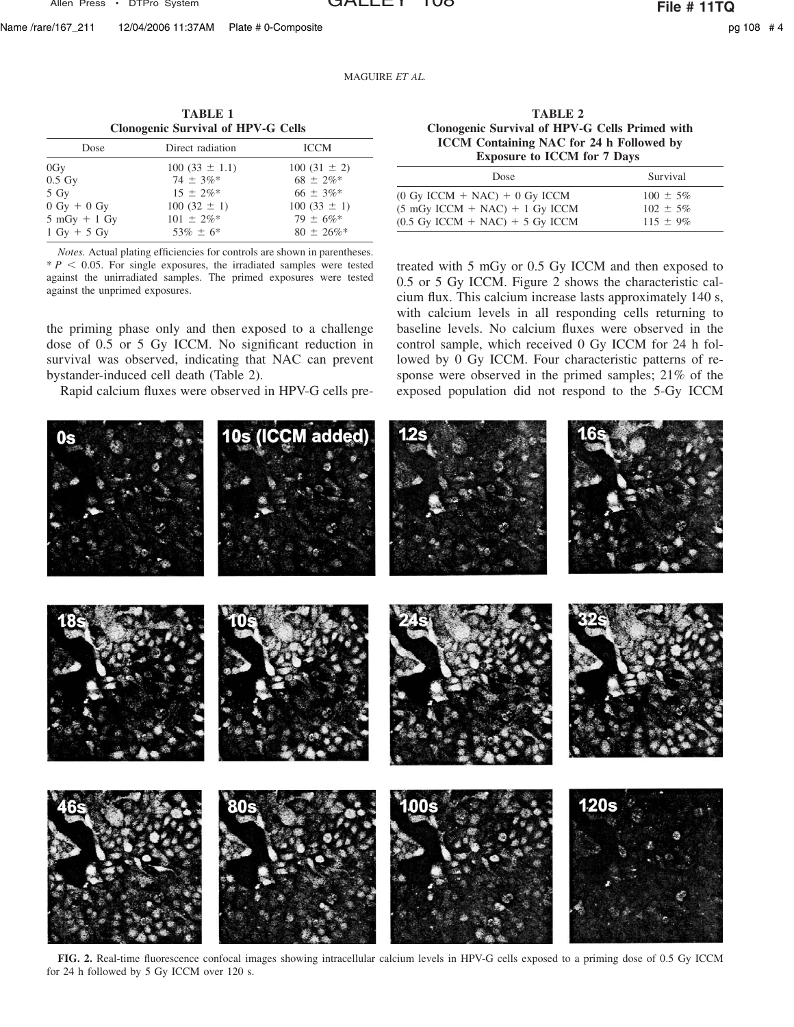**TABLE 1**
**Clonogenic Survival of HPV-G Cells**

| Dose | Direct radiation | ICCM |
|---|---|---|
| 0Gy | 100 (33 ± 1.1) | 100 (31 ± 2) |
| 0.5 Gy | 74 ± 3%* | 68 ± 2%* |
| 5 Gy | 15 ± 2%* | 66 ± 3%* |
| 0 Gy + 0 Gy | 100 (32 ± 1) | 100 (33 ± 1) |
| 5 mGy + 1 Gy | 101 ± 2%* | 79 ± 6%* |
| 1 Gy + 5 Gy | 53% ± 6* | 80 ± 26%* |

*Notes.* Actual plating efficiencies for controls are shown in parentheses. * $P < 0.05$. For single exposures, the irradiated samples were tested against the unirradiated samples. The primed exposures were tested against the unprimed exposures.

**TABLE 2**
**Clonogenic Survival of HPV-G Cells Primed with ICCM Containing NAC for 24 h Followed by Exposure to ICCM for 7 Days**

| Dose | Survival |
|---|---|
| (0 Gy ICCM + NAC) + 0 Gy ICCM | 100 ± 5% |
| (5 mGy ICCM + NAC) + 1 Gy ICCM | 102 ± 5% |
| (0.5 Gy ICCM + NAC) + 5 Gy ICCM | 115 ± 9% |

the priming phase only and then exposed to a challenge dose of 0.5 or 5 Gy ICCM. No significant reduction in survival was observed, indicating that NAC can prevent bystander-induced cell death (Table 2).

Rapid calcium fluxes were observed in HPV-G cells pretreated with 5 mGy or 0.5 Gy ICCM and then exposed to 0.5 or 5 Gy ICCM. Figure 2 shows the characteristic calcium flux. This calcium increase lasts approximately 140 s, with calcium levels in all responding cells returning to baseline levels. No calcium fluxes were observed in the control sample, which received 0 Gy ICCM for 24 h followed by 0 Gy ICCM. Four characteristic patterns of response were observed in the primed samples; 21% of the exposed population did not respond to the 5-Gy ICCM

**FIG. 2.** Real-time fluorescence confocal images showing intracellular calcium levels in HPV-G cells exposed to a priming dose of 0.5 Gy ICCM for 24 h followed by 5 Gy ICCM over 120 s.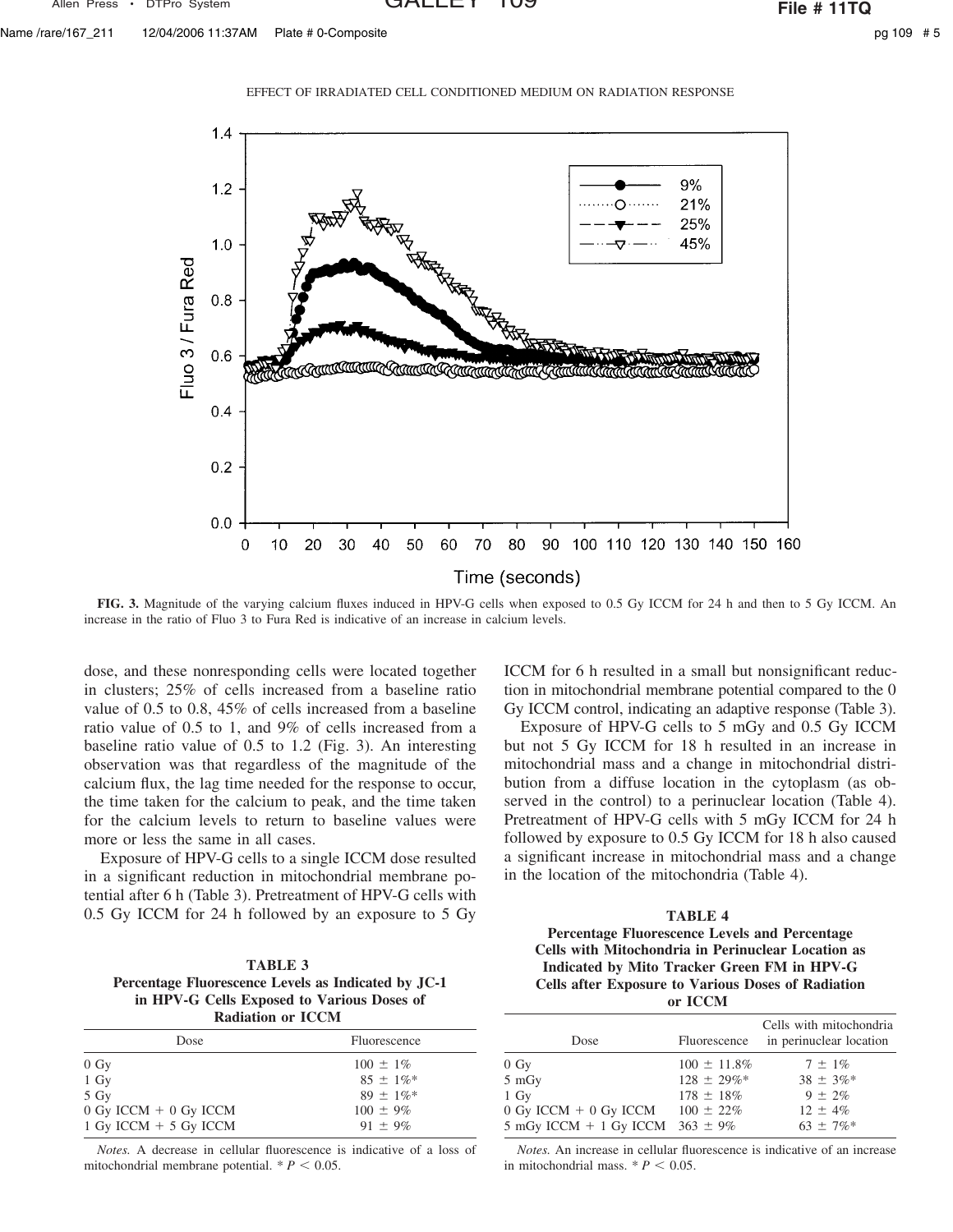**FIG. 3.** Magnitude of the varying calcium fluxes induced in HPV-G cells when exposed to 0.5 Gy ICCM for 24 h and then to 5 Gy ICCM. An increase in the ratio of Fluo 3 to Fura Red is indicative of an increase in calcium levels.

dose, and these nonresponding cells were located together in clusters; 25% of cells increased from a baseline ratio value of 0.5 to 0.8, 45% of cells increased from a baseline ratio value of 0.5 to 1, and 9% of cells increased from a baseline ratio value of 0.5 to 1.2 (Fig. 3). An interesting observation was that regardless of the magnitude of the calcium flux, the lag time needed for the response to occur, the time taken for the calcium to peak, and the time taken for the calcium levels to return to baseline values were more or less the same in all cases.

Exposure of HPV-G cells to a single ICCM dose resulted in a significant reduction in mitochondrial membrane potential after 6 h (Table 3). Pretreatment of HPV-G cells with 0.5 Gy ICCM for 24 h followed by an exposure to 5 Gy ICCM for 6 h resulted in a small but nonsignificant reduction in mitochondrial membrane potential compared to the 0 Gy ICCM control, indicating an adaptive response (Table 3).

Exposure of HPV-G cells to 5 mGy and 0.5 Gy ICCM but not 5 Gy ICCM for 18 h resulted in an increase in mitochondrial mass and a change in mitochondrial distribution from a diffuse location in the cytoplasm (as observed in the control) to a perinuclear location (Table 4). Pretreatment of HPV-G cells with 5 mGy ICCM for 24 h followed by exposure to 0.5 Gy ICCM for 18 h also caused a significant increase in mitochondrial mass and a change in the location of the mitochondria (Table 4).

**TABLE 3**
**Percentage Fluorescence Levels as Indicated by JC-1 in HPV-G Cells Exposed to Various Doses of Radiation or ICCM**

| Dose | Fluorescence |
|---|---|
| 0 Gy | 100 ± 1% |
| 1 Gy | 85 ± 1%* |
| 5 Gy | 89 ± 1%* |
| 0 Gy ICCM + 0 Gy ICCM | 100 ± 9% |
| 1 Gy ICCM + 5 Gy ICCM | 91 ± 9% |

*Notes.* A decrease in cellular fluorescence is indicative of a loss of mitochondrial membrane potential. * $P < 0.05$.

**TABLE 4**
**Percentage Fluorescence Levels and Percentage Cells with Mitochondria in Perinuclear Location as Indicated by Mito Tracker Green FM in HPV-G Cells after Exposure to Various Doses of Radiation or ICCM**

| Dose | Fluorescence | Cells with mitochondria in perinuclear location |
|---|---|---|
| 0 Gy | 100 ± 11.8% | 7 ± 1% |
| 5 mGy | 128 ± 29%* | 38 ± 3%* |
| 1 Gy | 178 ± 18% | 9 ± 2% |
| 0 Gy ICCM + 0 Gy ICCM | 100 ± 22% | 12 ± 4% |
| 5 mGy ICCM + 1 Gy ICCM | 363 ± 9% | 63 ± 7%* |

*Notes.* An increase in cellular fluorescence is indicative of an increase in mitochondrial mass. * $P < 0.05$.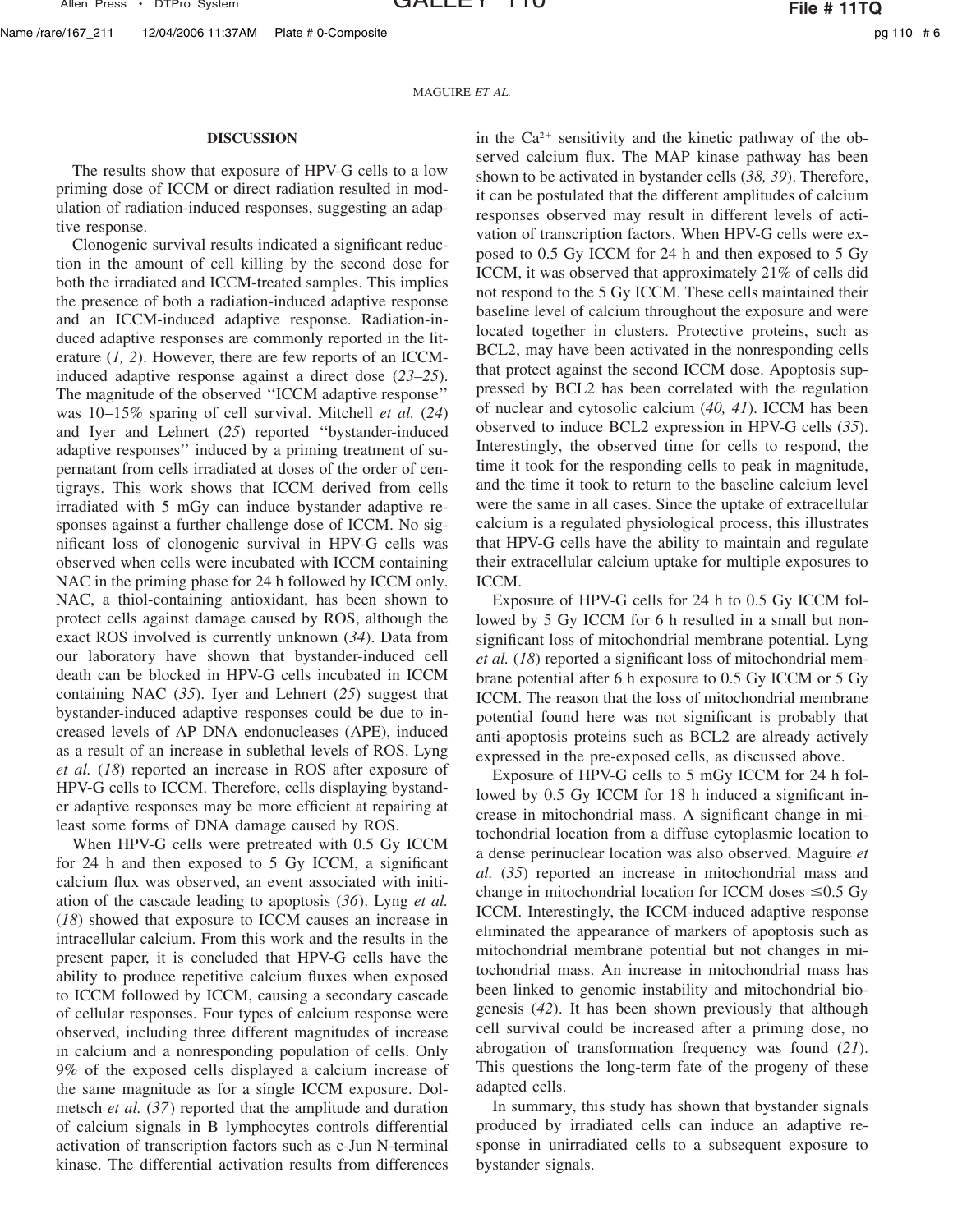## DISCUSSION

The results show that exposure of HPV-G cells to a low priming dose of ICCM or direct radiation resulted in modulation of radiation-induced responses, suggesting an adaptive response.

Clonogenic survival results indicated a significant reduction in the amount of cell killing by the second dose for both the irradiated and ICCM-treated samples. This implies the presence of both a radiation-induced adaptive response and an ICCM-induced adaptive response. Radiation-induced adaptive responses are commonly reported in the literature (*1, 2*). However, there are few reports of an ICCM-induced adaptive response against a direct dose (*23–25*). The magnitude of the observed ''ICCM adaptive response'' was 10–15% sparing of cell survival. Mitchell *et al.* (*24*) and Iyer and Lehnert (*25*) reported ''bystander-induced adaptive responses'' induced by a priming treatment of supernatant from cells irradiated at doses of the order of centigrays. This work shows that ICCM derived from cells irradiated with 5 mGy can induce bystander adaptive responses against a further challenge dose of ICCM. No significant loss of clonogenic survival in HPV-G cells was observed when cells were incubated with ICCM containing NAC in the priming phase for 24 h followed by ICCM only. NAC, a thiol-containing antioxidant, has been shown to protect cells against damage caused by ROS, although the exact ROS involved is currently unknown (*34*). Data from our laboratory have shown that bystander-induced cell death can be blocked in HPV-G cells incubated in ICCM containing NAC (*35*). Iyer and Lehnert (*25*) suggest that bystander-induced adaptive responses could be due to increased levels of AP DNA endonucleases (APE), induced as a result of an increase in sublethal levels of ROS. Lyng *et al.* (*18*) reported an increase in ROS after exposure of HPV-G cells to ICCM. Therefore, cells displaying bystander adaptive responses may be more efficient at repairing at least some forms of DNA damage caused by ROS.

When HPV-G cells were pretreated with 0.5 Gy ICCM for 24 h and then exposed to 5 Gy ICCM, a significant calcium flux was observed, an event associated with initiation of the cascade leading to apoptosis (*36*). Lyng *et al.* (*18*) showed that exposure to ICCM causes an increase in intracellular calcium. From this work and the results in the present paper, it is concluded that HPV-G cells have the ability to produce repetitive calcium fluxes when exposed to ICCM followed by ICCM, causing a secondary cascade of cellular responses. Four types of calcium response were observed, including three different magnitudes of increase in calcium and a nonresponding population of cells. Only 9% of the exposed cells displayed a calcium increase of the same magnitude as for a single ICCM exposure. Dolmetsch *et al.* (*37*) reported that the amplitude and duration of calcium signals in B lymphocytes controls differential activation of transcription factors such as c-Jun N-terminal kinase. The differential activation results from differences in the $Ca^{2+}$ sensitivity and the kinetic pathway of the observed calcium flux. The MAP kinase pathway has been shown to be activated in bystander cells (*38, 39*). Therefore, it can be postulated that the different amplitudes of calcium responses observed may result in different levels of activation of transcription factors. When HPV-G cells were exposed to 0.5 Gy ICCM for 24 h and then exposed to 5 Gy ICCM, it was observed that approximately 21% of cells did not respond to the 5 Gy ICCM. These cells maintained their baseline level of calcium throughout the exposure and were located together in clusters. Protective proteins, such as BCL2, may have been activated in the nonresponding cells that protect against the second ICCM dose. Apoptosis suppressed by BCL2 has been correlated with the regulation of nuclear and cytosolic calcium (*40, 41*). ICCM has been observed to induce BCL2 expression in HPV-G cells (*35*). Interestingly, the observed time for cells to respond, the time it took for the responding cells to peak in magnitude, and the time it took to return to the baseline calcium level were the same in all cases. Since the uptake of extracellular calcium is a regulated physiological process, this illustrates that HPV-G cells have the ability to maintain and regulate their extracellular calcium uptake for multiple exposures to ICCM.

Exposure of HPV-G cells for 24 h to 0.5 Gy ICCM followed by 5 Gy ICCM for 6 h resulted in a small but nonsignificant loss of mitochondrial membrane potential. Lyng *et al.* (*18*) reported a significant loss of mitochondrial membrane potential after 6 h exposure to 0.5 Gy ICCM or 5 Gy ICCM. The reason that the loss of mitochondrial membrane potential found here was not significant is probably that anti-apoptosis proteins such as BCL2 are already actively expressed in the pre-exposed cells, as discussed above.

Exposure of HPV-G cells to 5 mGy ICCM for 24 h followed by 0.5 Gy ICCM for 18 h induced a significant increase in mitochondrial mass. A significant change in mitochondrial location from a diffuse cytoplasmic location to a dense perinuclear location was also observed. Maguire *et al.* (*35*) reported an increase in mitochondrial mass and change in mitochondrial location for ICCM doses ≤0.5 Gy ICCM. Interestingly, the ICCM-induced adaptive response eliminated the appearance of markers of apoptosis such as mitochondrial membrane potential but not changes in mitochondrial mass. An increase in mitochondrial mass has been linked to genomic instability and mitochondrial biogenesis (*42*). It has been shown previously that although cell survival could be increased after a priming dose, no abrogation of transformation frequency was found (*21*). This questions the long-term fate of the progeny of these adapted cells.

In summary, this study has shown that bystander signals produced by irradiated cells can induce an adaptive response in unirradiated cells to a subsequent exposure to bystander signals.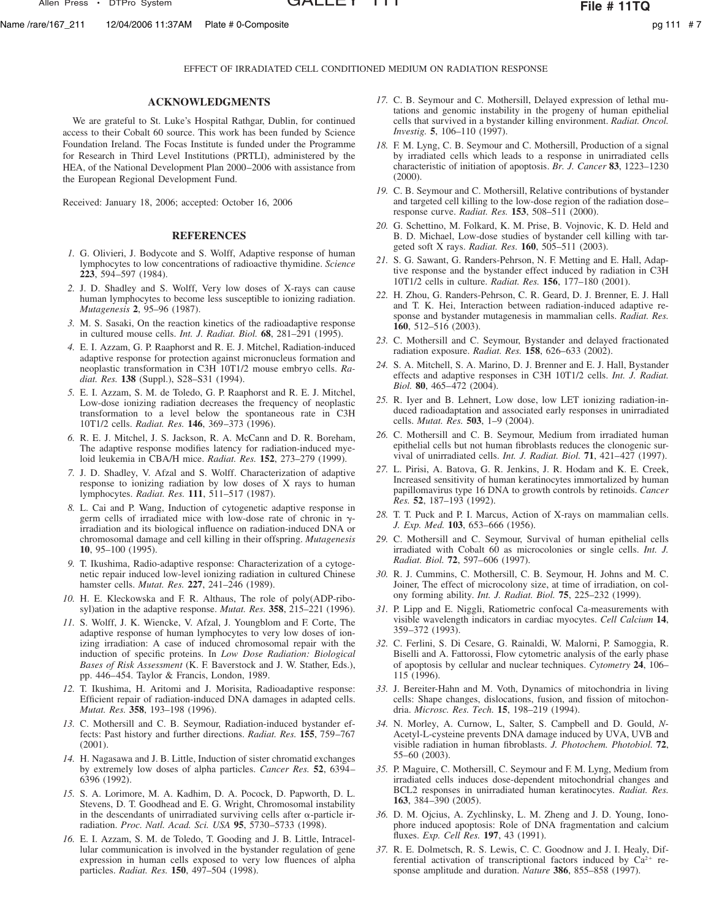## ACKNOWLEDGMENTS

We are grateful to St. Luke's Hospital Rathgar, Dublin, for continued access to their Cobalt 60 source. This work has been funded by Science Foundation Ireland. The Focas Institute is funded under the Programme for Research in Third Level Institutions (PRTLI), administered by the HEA, of the National Development Plan 2000–2006 with assistance from the European Regional Development Fund.

Received: January 18, 2006; accepted: October 16, 2006

## REFERENCES

1. G. Olivieri, J. Bodycote and S. Wolff, Adaptive response of human lymphocytes to low concentrations of radioactive thymidine. *Science* **223**, 594–597 (1984).
2. J. D. Shadley and S. Wolff, Very low doses of X-rays can cause human lymphocytes to become less susceptible to ionizing radiation. *Mutagenesis* **2**, 95–96 (1987).
3. M. S. Sasaki, On the reaction kinetics of the radioadaptive response in cultured mouse cells. *Int. J. Radiat. Biol.* **68**, 281–291 (1995).
4. E. I. Azzam, G. P. Raaphorst and R. E. J. Mitchel, Radiation-induced adaptive response for protection against micronucleus formation and neoplastic transformation in C3H 10T1/2 mouse embryo cells. *Radiat. Res.* **138** (Suppl.), S28–S31 (1994).
5. E. I. Azzam, S. M. de Toledo, G. P. Raaphorst and R. E. J. Mitchel, Low-dose ionizing radiation decreases the frequency of neoplastic transformation to a level below the spontaneous rate in C3H 10T1/2 cells. *Radiat. Res.* **146**, 369–373 (1996).
6. R. E. J. Mitchel, J. S. Jackson, R. A. McCann and D. R. Boreham, The adaptive response modifies latency for radiation-induced myeloid leukemia in CBA/H mice. *Radiat. Res.* **152**, 273–279 (1999).
7. J. D. Shadley, V. Afzal and S. Wolff. Characterization of adaptive response to ionizing radiation by low doses of X rays to human lymphocytes. *Radiat. Res.* **111**, 511–517 (1987).
8. L. Cai and P. Wang, Induction of cytogenetic adaptive response in germ cells of irradiated mice with low-dose rate of chronic in γ-irradiation and its biological influence on radiation-induced DNA or chromosomal damage and cell killing in their offspring. *Mutagenesis* **10**, 95–100 (1995).
9. T. Ikushima, Radio-adaptive response: Characterization of a cytogenetic repair induced low-level ionizing radiation in cultured Chinese hamster cells. *Mutat. Res.* **227**, 241–246 (1989).
10. H. E. Kleckowska and F. R. Althaus, The role of poly(ADP-ribosyl)ation in the adaptive response. *Mutat. Res.* **358**, 215–221 (1996).
11. S. Wolff, J. K. Wiencke, V. Afzal, J. Youngblom and F. Corte, The adaptive response of human lymphocytes to very low doses of ionizing irradiation: A case of induced chromosomal repair with the induction of specific proteins. In *Low Dose Radiation: Biological Bases of Risk Assessment* (K. F. Baverstock and J. W. Stather, Eds.), pp. 446–454. Taylor & Francis, London, 1989.
12. T. Ikushima, H. Aritomi and J. Morisita, Radioadaptive response: Efficient repair of radiation-induced DNA damages in adapted cells. *Mutat. Res.* **358**, 193–198 (1996).
13. C. Mothersill and C. B. Seymour, Radiation-induced bystander effects: Past history and further directions. *Radiat. Res.* **155**, 759–767 (2001).
14. H. Nagasawa and J. B. Little, Induction of sister chromatid exchanges by extremely low doses of alpha particles. *Cancer Res.* **52**, 6394–6396 (1992).
15. S. A. Lorimore, M. A. Kadhim, D. A. Pocock, D. Papworth, D. L. Stevens, D. T. Goodhead and E. G. Wright, Chromosomal instability in the descendants of unirradiated surviving cells after α-particle irradiation. *Proc. Natl. Acad. Sci. USA* **95**, 5730–5733 (1998).
16. E. I. Azzam, S. M. de Toledo, T. Gooding and J. B. Little, Intracellular communication is involved in the bystander regulation of gene expression in human cells exposed to very low fluences of alpha particles. *Radiat. Res.* **150**, 497–504 (1998).
17. C. B. Seymour and C. Mothersill, Delayed expression of lethal mutations and genomic instability in the progeny of human epithelial cells that survived in a bystander killing environment. *Radiat. Oncol. Investig.* **5**, 106–110 (1997).
18. F. M. Lyng, C. B. Seymour and C. Mothersill, Production of a signal by irradiated cells which leads to a response in unirradiated cells characteristic of initiation of apoptosis. *Br. J. Cancer* **83**, 1223–1230 (2000).
19. C. B. Seymour and C. Mothersill, Relative contributions of bystander and targeted cell killing to the low-dose region of the radiation dose–response curve. *Radiat. Res.* **153**, 508–511 (2000).
20. G. Schettino, M. Folkard, K. M. Prise, B. Vojnovic, K. D. Held and B. D. Michael, Low-dose studies of bystander cell killing with targeted soft X rays. *Radiat. Res.* **160**, 505–511 (2003).
21. S. G. Sawant, G. Randers-Pehrson, N. F. Metting and E. Hall, Adaptive response and the bystander effect induced by radiation in C3H 10T1/2 cells in culture. *Radiat. Res.* **156**, 177–180 (2001).
22. H. Zhou, G. Randers-Pehrson, C. R. Geard, D. J. Brenner, E. J. Hall and T. K. Hei, Interaction between radiation-induced adaptive response and bystander mutagenesis in mammalian cells. *Radiat. Res.* **160**, 512–516 (2003).
23. C. Mothersill and C. Seymour, Bystander and delayed fractionated radiation exposure. *Radiat. Res.* **158**, 626–633 (2002).
24. S. A. Mitchell, S. A. Marino, D. J. Brenner and E. J. Hall, Bystander effects and adaptive responses in C3H 10T1/2 cells. *Int. J. Radiat. Biol.* **80**, 465–472 (2004).
25. R. Iyer and B. Lehnert, Low dose, low LET ionizing radiation-induced radioadaptation and associated early responses in unirradiated cells. *Mutat. Res.* **503**, 1–9 (2004).
26. C. Mothersill and C. B. Seymour, Medium from irradiated human epithelial cells but not human fibroblasts reduces the clonogenic survival of unirradiated cells. *Int. J. Radiat. Biol.* **71**, 421–427 (1997).
27. L. Pirisi, A. Batova, G. R. Jenkins, J. R. Hodam and K. E. Creek, Increased sensitivity of human keratinocytes immortalized by human papillomavirus type 16 DNA to growth controls by retinoids. *Cancer Res.* **52**, 187–193 (1992).
28. T. T. Puck and P. I. Marcus, Action of X-rays on mammalian cells. *J. Exp. Med.* **103**, 653–666 (1956).
29. C. Mothersill and C. Seymour, Survival of human epithelial cells irradiated with Cobalt 60 as microcolonies or single cells. *Int. J. Radiat. Biol.* **72**, 597–606 (1997).
30. R. J. Cummins, C. Mothersill, C. B. Seymour, H. Johns and M. C. Joiner, The effect of microcolony size, at time of irradiation, on colony forming ability. *Int. J. Radiat. Biol.* **75**, 225–232 (1999).
31. P. Lipp and E. Niggli, Ratiometric confocal Ca-measurements with visible wavelength indicators in cardiac myocytes. *Cell Calcium* **14**, 359–372 (1993).
32. C. Ferlini, S. Di Cesare, G. Rainaldi, W. Malorni, P. Samoggia, R. Biselli and A. Fattorossi, Flow cytometric analysis of the early phase of apoptosis by cellular and nuclear techniques. *Cytometry* **24**, 106–115 (1996).
33. J. Bereiter-Hahn and M. Voth, Dynamics of mitochondria in living cells: Shape changes, dislocations, fusion, and fission of mitochondria. *Microsc. Res. Tech.* **15**, 198–219 (1994).
34. N. Morley, A. Curnow, L, Salter, S. Campbell and D. Gould, *N*-Acetyl-L-cysteine prevents DNA damage induced by UVA, UVB and visible radiation in human fibroblasts. *J. Photochem. Photobiol.* **72**, 55–60 (2003).
35. P. Maguire, C. Mothersill, C. Seymour and F. M. Lyng, Medium from irradiated cells induces dose-dependent mitochondrial changes and BCL2 responses in unirradiated human keratinocytes. *Radiat. Res.* **163**, 384–390 (2005).
36. D. M. Ojcius, A. Zychlinsky, L. M. Zheng and J. D. Young, Ionophore induced apoptosis: Role of DNA fragmentation and calcium fluxes. *Exp. Cell Res.* **197**, 43 (1991).
37. R. E. Dolmetsch, R. S. Lewis, C. C. Goodnow and J. I. Healy, Differential activation of transcriptional factors induced by $Ca^{2+}$ response amplitude and duration. *Nature* **386**, 855–858 (1997).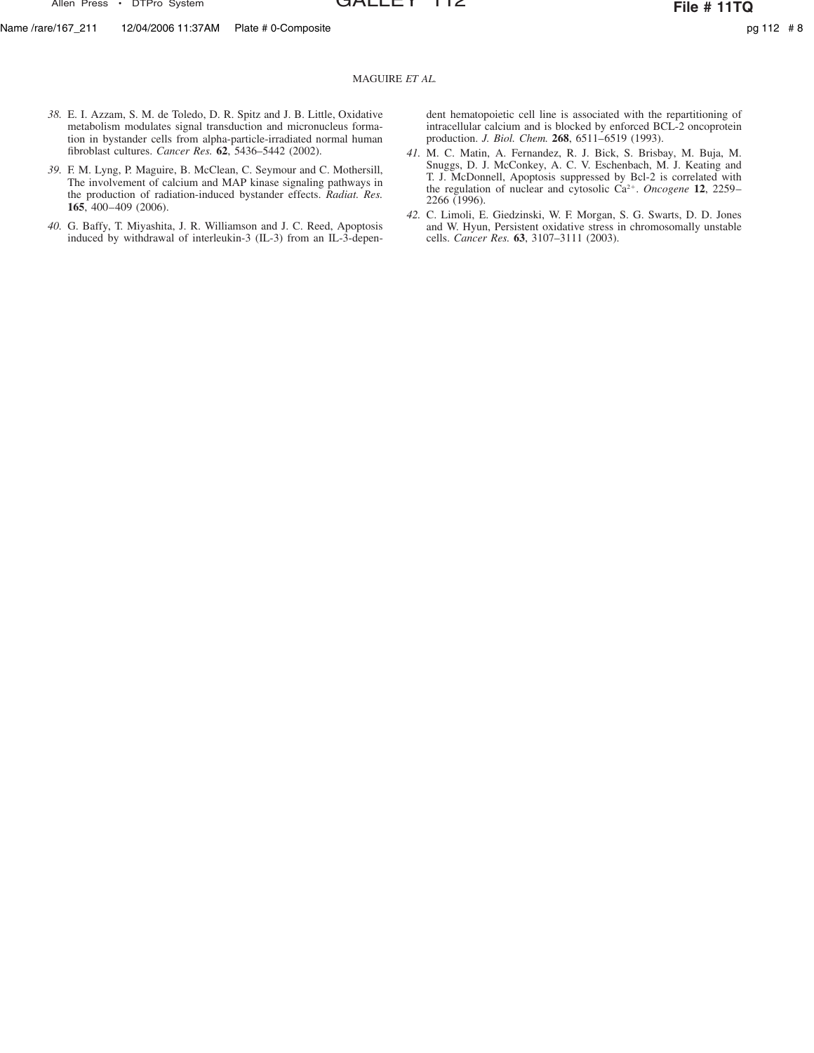38. E. I. Azzam, S. M. de Toledo, D. R. Spitz and J. B. Little, Oxidative metabolism modulates signal transduction and micronucleus formation in bystander cells from alpha-particle-irradiated normal human fibroblast cultures. *Cancer Res.* **62**, 5436–5442 (2002).

39. F. M. Lyng, P. Maguire, B. McClean, C. Seymour and C. Mothersill, The involvement of calcium and MAP kinase signaling pathways in the production of radiation-induced bystander effects. *Radiat. Res.* **165**, 400–409 (2006).

40. G. Baffy, T. Miyashita, J. R. Williamson and J. C. Reed, Apoptosis induced by withdrawal of interleukin-3 (IL-3) from an IL-3-dependent hematopoietic cell line is associated with the repartitioning of intracellular calcium and is blocked by enforced BCL-2 oncoprotein production. *J. Biol. Chem.* **268**, 6511–6519 (1993).

41. M. C. Matin, A. Fernandez, R. J. Bick, S. Brisbay, M. Buja, M. Snuggs, D. J. McConkey, A. C. V. Eschenbach, M. J. Keating and T. J. McDonnell, Apoptosis suppressed by Bcl-2 is correlated with the regulation of nuclear and cytosolic $Ca^{2+}$. *Oncogene* **12**, 2259–2266 (1996).

42. C. Limoli, E. Giedzinski, W. F. Morgan, S. G. Swarts, D. D. Jones and W. Hyun, Persistent oxidative stress in chromosomally unstable cells. *Cancer Res.* **63**, 3107–3111 (2003).